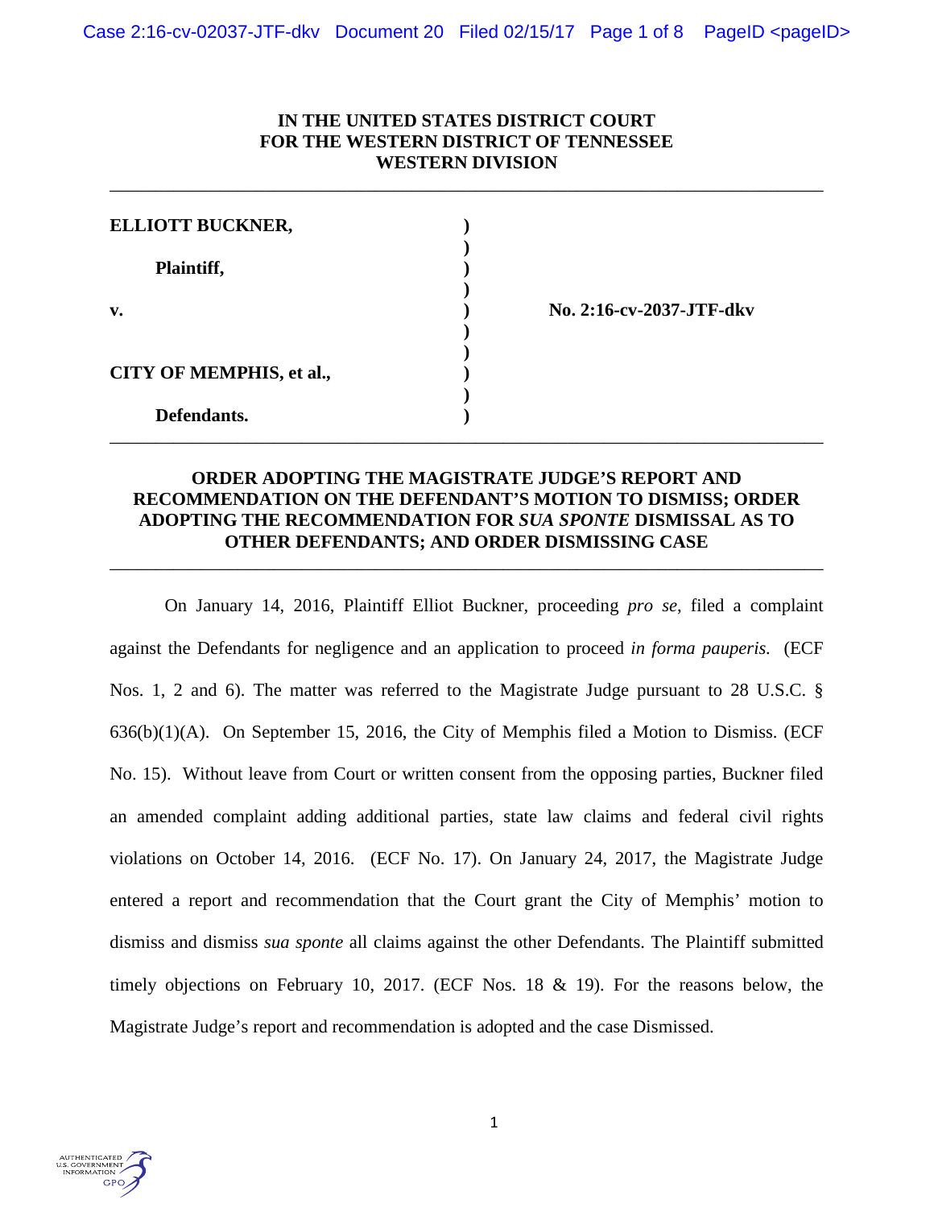**IN THE UNITED STATES DISTRICT COURT**
**FOR THE WESTERN DISTRICT OF TENNESSEE**
**WESTERN DIVISION**

---

| | | |
|---|---|---|
| **ELLIOTT BUCKNER,** | **)** | |
| | **)** | |
| **Plaintiff,** | **)** | |
| | **)** | |
| **v.** | **)** | **No. 2:16-cv-2037-JTF-dkv** |
| | **)** | |
| | **)** | |
| **CITY OF MEMPHIS, et al.,** | **)** | |
| | **)** | |
| **Defendants.** | **)** | |

---

**ORDER ADOPTING THE MAGISTRATE JUDGE'S REPORT AND RECOMMENDATION ON THE DEFENDANT'S MOTION TO DISMISS; ORDER ADOPTING THE RECOMMENDATION FOR *SUA SPONTE* DISMISSAL AS TO OTHER DEFENDANTS; AND ORDER DISMISSING CASE**

---

On January 14, 2016, Plaintiff Elliot Buckner, proceeding *pro se*, filed a complaint against the Defendants for negligence and an application to proceed *in forma pauperis.* (ECF Nos. 1, 2 and 6). The matter was referred to the Magistrate Judge pursuant to 28 U.S.C. § 636(b)(1)(A). On September 15, 2016, the City of Memphis filed a Motion to Dismiss. (ECF No. 15). Without leave from Court or written consent from the opposing parties, Buckner filed an amended complaint adding additional parties, state law claims and federal civil rights violations on October 14, 2016. (ECF No. 17). On January 24, 2017, the Magistrate Judge entered a report and recommendation that the Court grant the City of Memphis' motion to dismiss and dismiss *sua sponte* all claims against the other Defendants. The Plaintiff submitted timely objections on February 10, 2017. (ECF Nos. 18 & 19). For the reasons below, the Magistrate Judge's report and recommendation is adopted and the case Dismissed.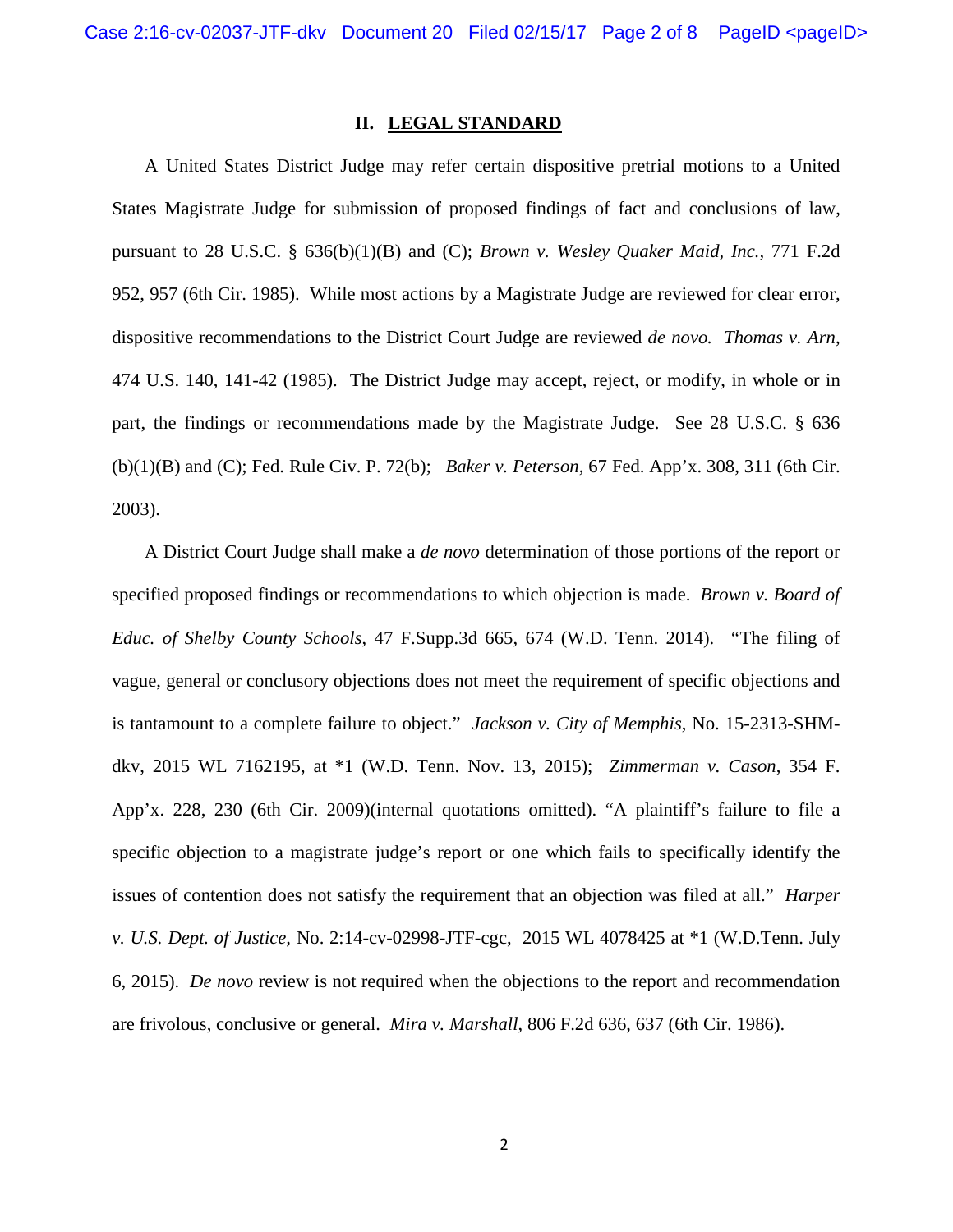## II. LEGAL STANDARD

A United States District Judge may refer certain dispositive pretrial motions to a United States Magistrate Judge for submission of proposed findings of fact and conclusions of law, pursuant to 28 U.S.C. § 636(b)(1)(B) and (C); *Brown v. Wesley Quaker Maid, Inc.*, 771 F.2d 952, 957 (6th Cir. 1985). While most actions by a Magistrate Judge are reviewed for clear error, dispositive recommendations to the District Court Judge are reviewed *de novo. Thomas v. Arn*, 474 U.S. 140, 141-42 (1985). The District Judge may accept, reject, or modify, in whole or in part, the findings or recommendations made by the Magistrate Judge. See 28 U.S.C. § 636 (b)(1)(B) and (C); Fed. Rule Civ. P. 72(b); *Baker v. Peterson*, 67 Fed. App'x. 308, 311 (6th Cir. 2003).

A District Court Judge shall make a *de novo* determination of those portions of the report or specified proposed findings or recommendations to which objection is made. *Brown v. Board of Educ. of Shelby County Schools*, 47 F.Supp.3d 665, 674 (W.D. Tenn. 2014). "The filing of vague, general or conclusory objections does not meet the requirement of specific objections and is tantamount to a complete failure to object." *Jackson v. City of Memphis*, No. 15-2313-SHM-dkv, 2015 WL 7162195, at *1 (W.D. Tenn. Nov. 13, 2015); *Zimmerman v. Cason*, 354 F. App'x. 228, 230 (6th Cir. 2009)(internal quotations omitted). "A plaintiff's failure to file a specific objection to a magistrate judge's report or one which fails to specifically identify the issues of contention does not satisfy the requirement that an objection was filed at all." *Harper v. U.S. Dept. of Justice*, No. 2:14-cv-02998-JTF-cgc, 2015 WL 4078425 at *1 (W.D.Tenn. July 6, 2015). *De novo* review is not required when the objections to the report and recommendation are frivolous, conclusive or general. *Mira v. Marshall*, 806 F.2d 636, 637 (6th Cir. 1986).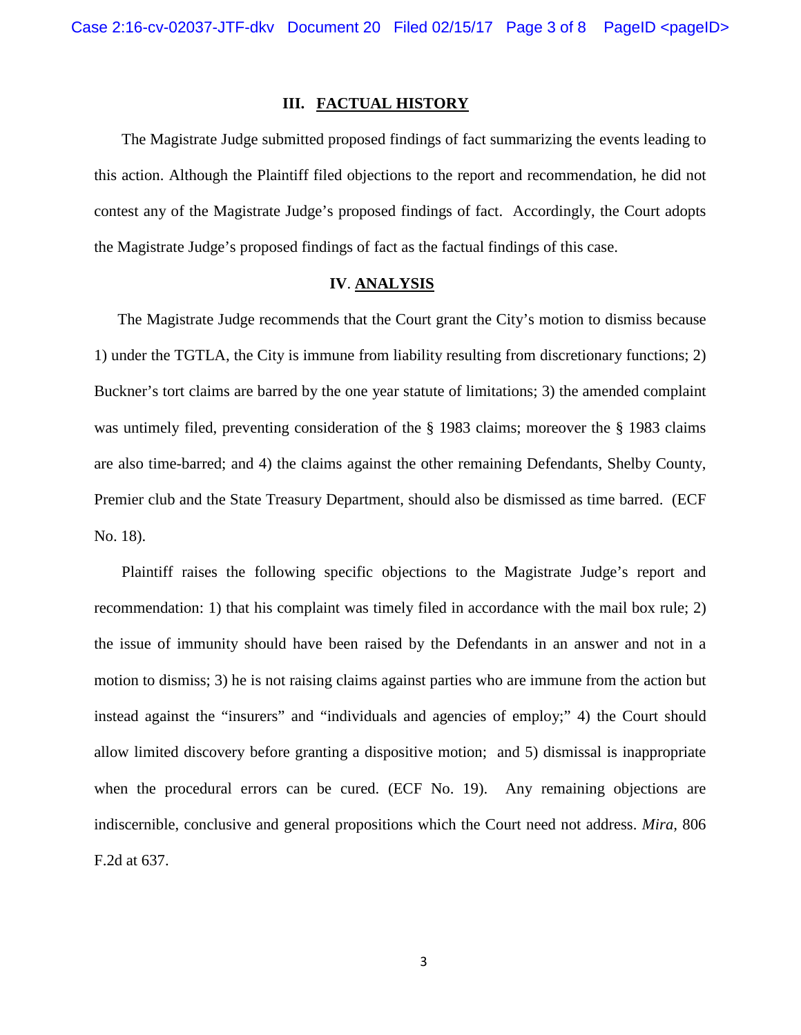## III. FACTUAL HISTORY

The Magistrate Judge submitted proposed findings of fact summarizing the events leading to this action. Although the Plaintiff filed objections to the report and recommendation, he did not contest any of the Magistrate Judge's proposed findings of fact. Accordingly, the Court adopts the Magistrate Judge's proposed findings of fact as the factual findings of this case.

## IV. ANALYSIS

The Magistrate Judge recommends that the Court grant the City's motion to dismiss because 1) under the TGTLA, the City is immune from liability resulting from discretionary functions; 2) Buckner's tort claims are barred by the one year statute of limitations; 3) the amended complaint was untimely filed, preventing consideration of the § 1983 claims; moreover the § 1983 claims are also time-barred; and 4) the claims against the other remaining Defendants, Shelby County, Premier club and the State Treasury Department, should also be dismissed as time barred. (ECF No. 18).

Plaintiff raises the following specific objections to the Magistrate Judge's report and recommendation: 1) that his complaint was timely filed in accordance with the mail box rule; 2) the issue of immunity should have been raised by the Defendants in an answer and not in a motion to dismiss; 3) he is not raising claims against parties who are immune from the action but instead against the "insurers" and "individuals and agencies of employ;" 4) the Court should allow limited discovery before granting a dispositive motion; and 5) dismissal is inappropriate when the procedural errors can be cured. (ECF No. 19). Any remaining objections are indiscernible, conclusive and general propositions which the Court need not address. *Mira*, 806 F.2d at 637.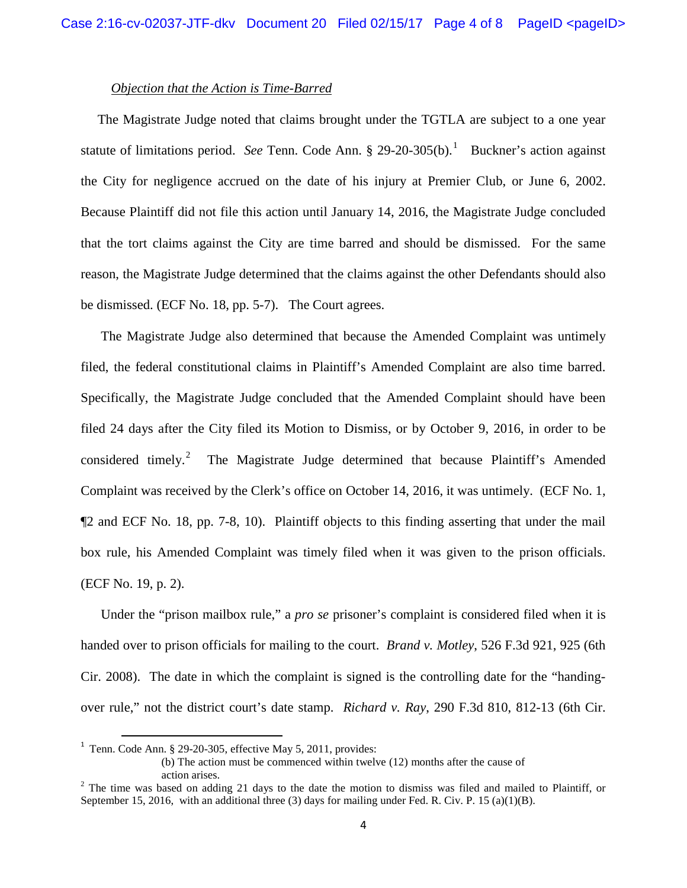*<u>Objection that the Action is Time-Barred</u>*

The Magistrate Judge noted that claims brought under the TGTLA are subject to a one year statute of limitations period. *See* Tenn. Code Ann. § 29-20-305(b).[1] Buckner's action against the City for negligence accrued on the date of his injury at Premier Club, or June 6, 2002. Because Plaintiff did not file this action until January 14, 2016, the Magistrate Judge concluded that the tort claims against the City are time barred and should be dismissed. For the same reason, the Magistrate Judge determined that the claims against the other Defendants should also be dismissed. (ECF No. 18, pp. 5-7). The Court agrees.

The Magistrate Judge also determined that because the Amended Complaint was untimely filed, the federal constitutional claims in Plaintiff's Amended Complaint are also time barred. Specifically, the Magistrate Judge concluded that the Amended Complaint should have been filed 24 days after the City filed its Motion to Dismiss, or by October 9, 2016, in order to be considered timely.[2] The Magistrate Judge determined that because Plaintiff's Amended Complaint was received by the Clerk's office on October 14, 2016, it was untimely. (ECF No. 1, ¶2 and ECF No. 18, pp. 7-8, 10). Plaintiff objects to this finding asserting that under the mail box rule, his Amended Complaint was timely filed when it was given to the prison officials. (ECF No. 19, p. 2).

Under the "prison mailbox rule," a *pro se* prisoner's complaint is considered filed when it is handed over to prison officials for mailing to the court. *Brand v. Motley*, 526 F.3d 921, 925 (6th Cir. 2008). The date in which the complaint is signed is the controlling date for the "handing-over rule," not the district court's date stamp. *Richard v. Ray*, 290 F.3d 810, 812-13 (6th Cir.

---

[1] Tenn. Code Ann. § 29-20-305, effective May 5, 2011, provides:

> (b) The action must be commenced within twelve (12) months after the cause of action arises.

[2] The time was based on adding 21 days to the date the motion to dismiss was filed and mailed to Plaintiff, or September 15, 2016, with an additional three (3) days for mailing under Fed. R. Civ. P. 15 (a)(1)(B).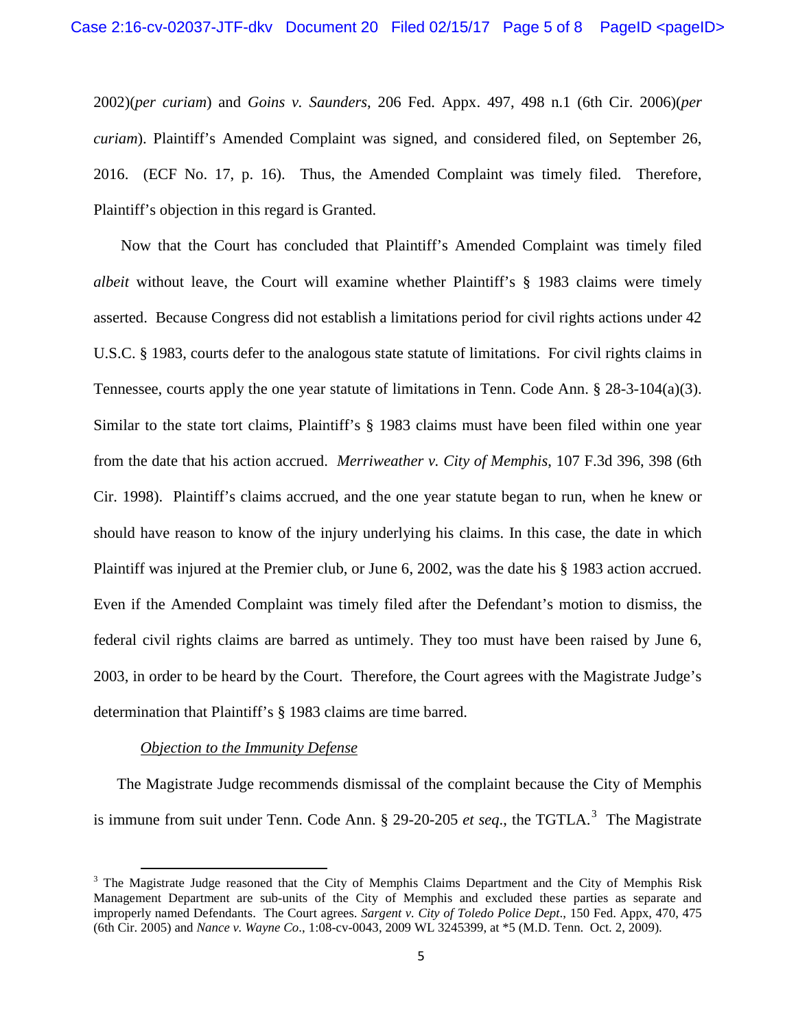2002)(*per curiam*) and *Goins v. Saunders*, 206 Fed. Appx. 497, 498 n.1 (6th Cir. 2006)(*per curiam*). Plaintiff's Amended Complaint was signed, and considered filed, on September 26, 2016. (ECF No. 17, p. 16). Thus, the Amended Complaint was timely filed. Therefore, Plaintiff's objection in this regard is Granted.

Now that the Court has concluded that Plaintiff's Amended Complaint was timely filed *albeit* without leave, the Court will examine whether Plaintiff's § 1983 claims were timely asserted. Because Congress did not establish a limitations period for civil rights actions under 42 U.S.C. § 1983, courts defer to the analogous state statute of limitations. For civil rights claims in Tennessee, courts apply the one year statute of limitations in Tenn. Code Ann. § 28-3-104(a)(3). Similar to the state tort claims, Plaintiff's § 1983 claims must have been filed within one year from the date that his action accrued. *Merriweather v. City of Memphis*, 107 F.3d 396, 398 (6th Cir. 1998). Plaintiff's claims accrued, and the one year statute began to run, when he knew or should have reason to know of the injury underlying his claims. In this case, the date in which Plaintiff was injured at the Premier club, or June 6, 2002, was the date his § 1983 action accrued. Even if the Amended Complaint was timely filed after the Defendant's motion to dismiss, the federal civil rights claims are barred as untimely. They too must have been raised by June 6, 2003, in order to be heard by the Court. Therefore, the Court agrees with the Magistrate Judge's determination that Plaintiff's § 1983 claims are time barred.

*Objection to the Immunity Defense*

The Magistrate Judge recommends dismissal of the complaint because the City of Memphis is immune from suit under Tenn. Code Ann. § 29-20-205 *et seq*., the TGTLA.[3] The Magistrate

[3] The Magistrate Judge reasoned that the City of Memphis Claims Department and the City of Memphis Risk Management Department are sub-units of the City of Memphis and excluded these parties as separate and improperly named Defendants. The Court agrees. *Sargent v. City of Toledo Police Dept*., 150 Fed. Appx, 470, 475 (6th Cir. 2005) and *Nance v. Wayne Co*., 1:08-cv-0043, 2009 WL 3245399, at *5 (M.D. Tenn. Oct. 2, 2009).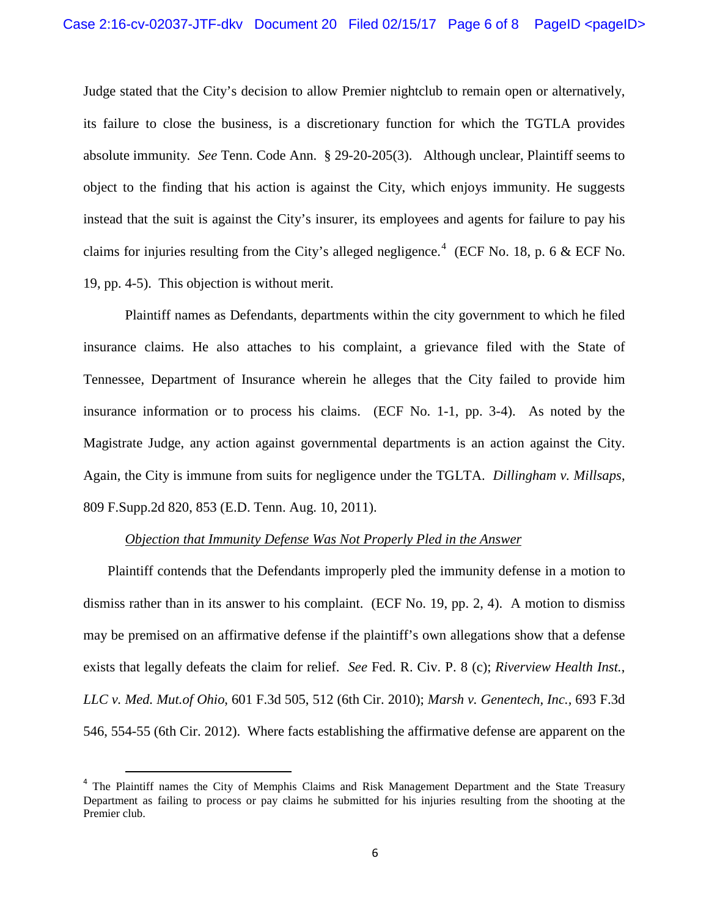Judge stated that the City's decision to allow Premier nightclub to remain open or alternatively, its failure to close the business, is a discretionary function for which the TGTLA provides absolute immunity. *See* Tenn. Code Ann. § 29-20-205(3). Although unclear, Plaintiff seems to object to the finding that his action is against the City, which enjoys immunity. He suggests instead that the suit is against the City's insurer, its employees and agents for failure to pay his claims for injuries resulting from the City's alleged negligence.[4] (ECF No. 18, p. 6 & ECF No. 19, pp. 4-5). This objection is without merit.

Plaintiff names as Defendants, departments within the city government to which he filed insurance claims. He also attaches to his complaint, a grievance filed with the State of Tennessee, Department of Insurance wherein he alleges that the City failed to provide him insurance information or to process his claims. (ECF No. 1-1, pp. 3-4). As noted by the Magistrate Judge, any action against governmental departments is an action against the City. Again, the City is immune from suits for negligence under the TGLTA. *Dillingham v. Millsaps*, 809 F.Supp.2d 820, 853 (E.D. Tenn. Aug. 10, 2011).

*Objection that Immunity Defense Was Not Properly Pled in the Answer*

Plaintiff contends that the Defendants improperly pled the immunity defense in a motion to dismiss rather than in its answer to his complaint. (ECF No. 19, pp. 2, 4). A motion to dismiss may be premised on an affirmative defense if the plaintiff's own allegations show that a defense exists that legally defeats the claim for relief. *See* Fed. R. Civ. P. 8 (c); *Riverview Health Inst., LLC v. Med. Mut.of Ohio*, 601 F.3d 505, 512 (6th Cir. 2010); *Marsh v. Genentech, Inc.*, 693 F.3d 546, 554-55 (6th Cir. 2012). Where facts establishing the affirmative defense are apparent on the

[4] The Plaintiff names the City of Memphis Claims and Risk Management Department and the State Treasury Department as failing to process or pay claims he submitted for his injuries resulting from the shooting at the Premier club.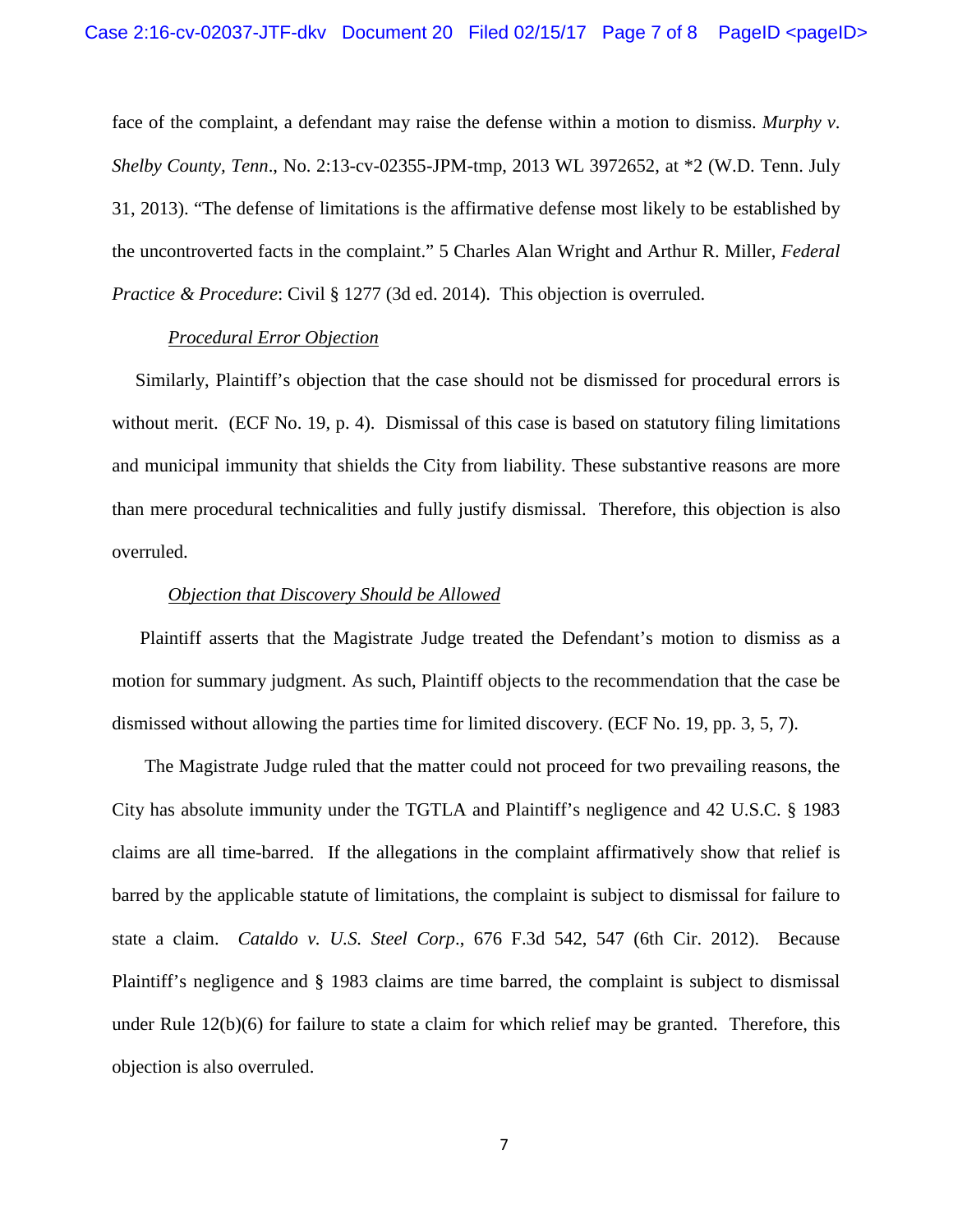face of the complaint, a defendant may raise the defense within a motion to dismiss. *Murphy v. Shelby County, Tenn*., No. 2:13-cv-02355-JPM-tmp, 2013 WL 3972652, at *2 (W.D. Tenn. July 31, 2013). "The defense of limitations is the affirmative defense most likely to be established by the uncontroverted facts in the complaint." 5 Charles Alan Wright and Arthur R. Miller, *Federal Practice & Procedure*: Civil § 1277 (3d ed. 2014). This objection is overruled.

*Procedural Error Objection*

Similarly, Plaintiff's objection that the case should not be dismissed for procedural errors is without merit. (ECF No. 19, p. 4). Dismissal of this case is based on statutory filing limitations and municipal immunity that shields the City from liability. These substantive reasons are more than mere procedural technicalities and fully justify dismissal. Therefore, this objection is also overruled.

*Objection that Discovery Should be Allowed*

Plaintiff asserts that the Magistrate Judge treated the Defendant's motion to dismiss as a motion for summary judgment. As such, Plaintiff objects to the recommendation that the case be dismissed without allowing the parties time for limited discovery. (ECF No. 19, pp. 3, 5, 7).

The Magistrate Judge ruled that the matter could not proceed for two prevailing reasons, the City has absolute immunity under the TGTLA and Plaintiff's negligence and 42 U.S.C. § 1983 claims are all time-barred. If the allegations in the complaint affirmatively show that relief is barred by the applicable statute of limitations, the complaint is subject to dismissal for failure to state a claim. *Cataldo v. U.S. Steel Corp*., 676 F.3d 542, 547 (6th Cir. 2012). Because Plaintiff's negligence and § 1983 claims are time barred, the complaint is subject to dismissal under Rule 12(b)(6) for failure to state a claim for which relief may be granted. Therefore, this objection is also overruled.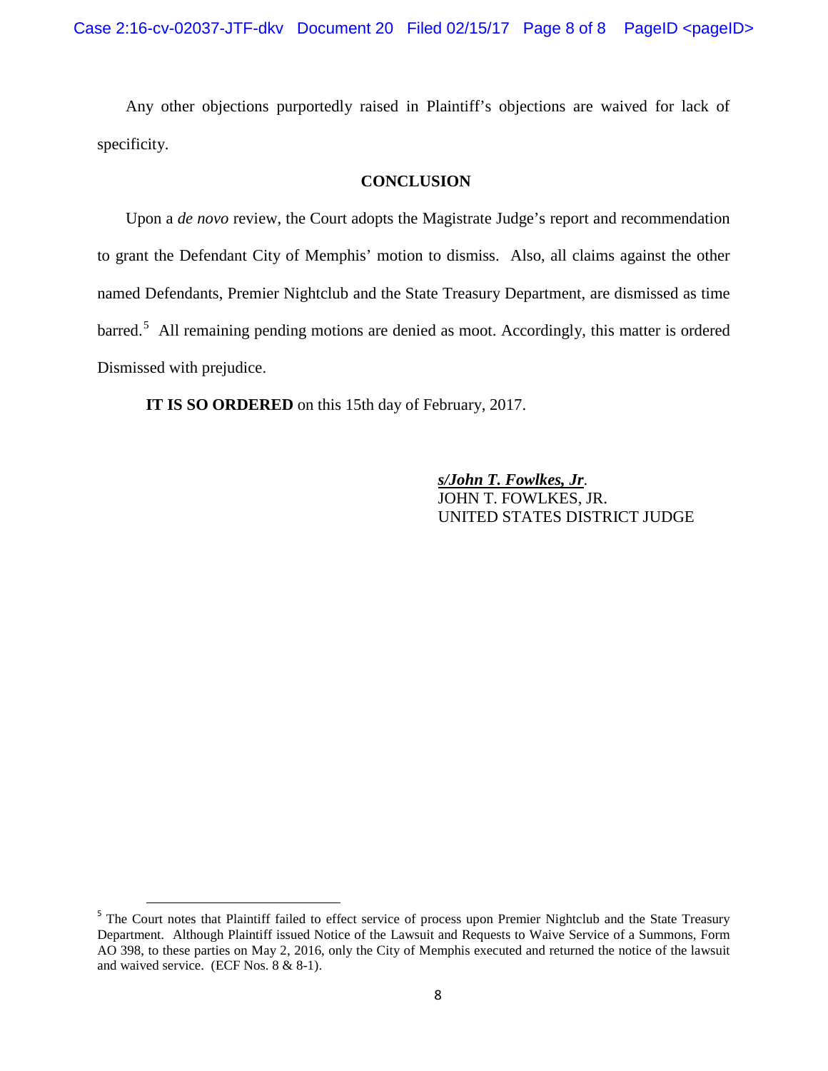Any other objections purportedly raised in Plaintiff's objections are waived for lack of specificity.

## CONCLUSION

Upon a *de novo* review, the Court adopts the Magistrate Judge's report and recommendation to grant the Defendant City of Memphis' motion to dismiss. Also, all claims against the other named Defendants, Premier Nightclub and the State Treasury Department, are dismissed as time barred.[5] All remaining pending motions are denied as moot. Accordingly, this matter is ordered Dismissed with prejudice.

**IT IS SO ORDERED** on this 15th day of February, 2017.

***s/John T. Fowlkes, Jr.***
JOHN T. FOWLKES, JR.
UNITED STATES DISTRICT JUDGE

---

[5] The Court notes that Plaintiff failed to effect service of process upon Premier Nightclub and the State Treasury Department. Although Plaintiff issued Notice of the Lawsuit and Requests to Waive Service of a Summons, Form AO 398, to these parties on May 2, 2016, only the City of Memphis executed and returned the notice of the lawsuit and waived service. (ECF Nos. 8 & 8-1).